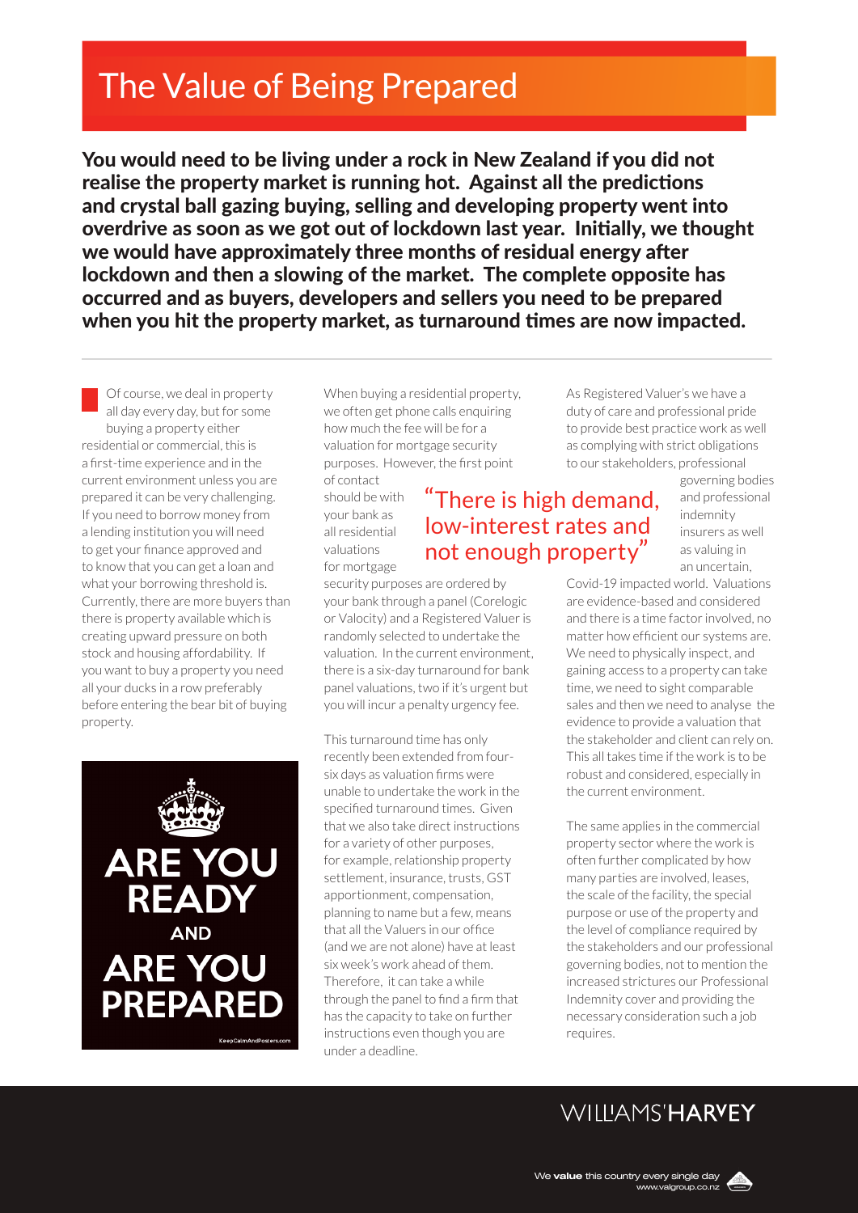# The Value of Being Prepared

**You would need to be living under a rock in New Zealand if you did not realise the property market is running hot. Against all the predictions and crystal ball gazing buying, selling and developing property went into overdrive as soon as we got out of lockdown last year. Initially, we thought we would have approximately three months of residual energy after lockdown and then a slowing of the market. The complete opposite has occurred and as buyers, developers and sellers you need to be prepared when you hit the property market, as turnaround times are now impacted.**

Of course, we deal in property all day every day, but for some buying a property either residential or commercial, this is a first-time experience and in the current environment unless you are prepared it can be very challenging. If you need to borrow money from a lending institution you will need to get your finance approved and to know that you can get a loan and what your borrowing threshold is. Currently, there are more buyers than there is property available which is creating upward pressure on both stock and housing affordability. If you want to buy a property you need all your ducks in a row preferably before entering the bear bit of buying property.

ARE YOU READY AND ARE YOU PREPARED

When buying a residential property, we often get phone calls enquiring how much the fee will be for a valuation for mortgage security purposes. However, the first point of contact should be with your bank as all residential valuations for mortgage security purposes are ordered by your bank through a panel (Corelogic or Valocity) and a Registered Valuer is randomly selected to undertake the valuation. In the current environment, there is a six-day turnaround for bank panel valuations, two if it's urgent but you will incur a penalty urgency fee.

> "There is high demand, low-interest rates and not enough property"

This turnaround time has only recently been extended from four-six days as valuation firms were unable to undertake the work in the specified turnaround times. Given that we also take direct instructions for a variety of other purposes, for example, relationship property settlement, insurance, trusts, GST apportionment, compensation, planning to name but a few, means that all the Valuers in our office (and we are not alone) have at least six week's work ahead of them. Therefore, it can take a while through the panel to find a firm that has the capacity to take on further instructions even though you are under a deadline.

As Registered Valuer's we have a duty of care and professional pride to provide best practice work as well as complying with strict obligations to our stakeholders, professional governing bodies and professional indemnity insurers as well as valuing in an uncertain, Covid-19 impacted world. Valuations are evidence-based and considered and there is a time factor involved, no matter how efficient our systems are. We need to physically inspect, and gaining access to a property can take time, we need to sight comparable sales and then we need to analyse the evidence to provide a valuation that the stakeholder and client can rely on. This all takes time if the work is to be robust and considered, especially in the current environment.

The same applies in the commercial property sector where the work is often further complicated by how many parties are involved, leases, the scale of the facility, the special purpose or use of the property and the level of compliance required by the stakeholders and our professional governing bodies, not to mention the increased strictures our Professional Indemnity cover and providing the necessary consideration such a job requires.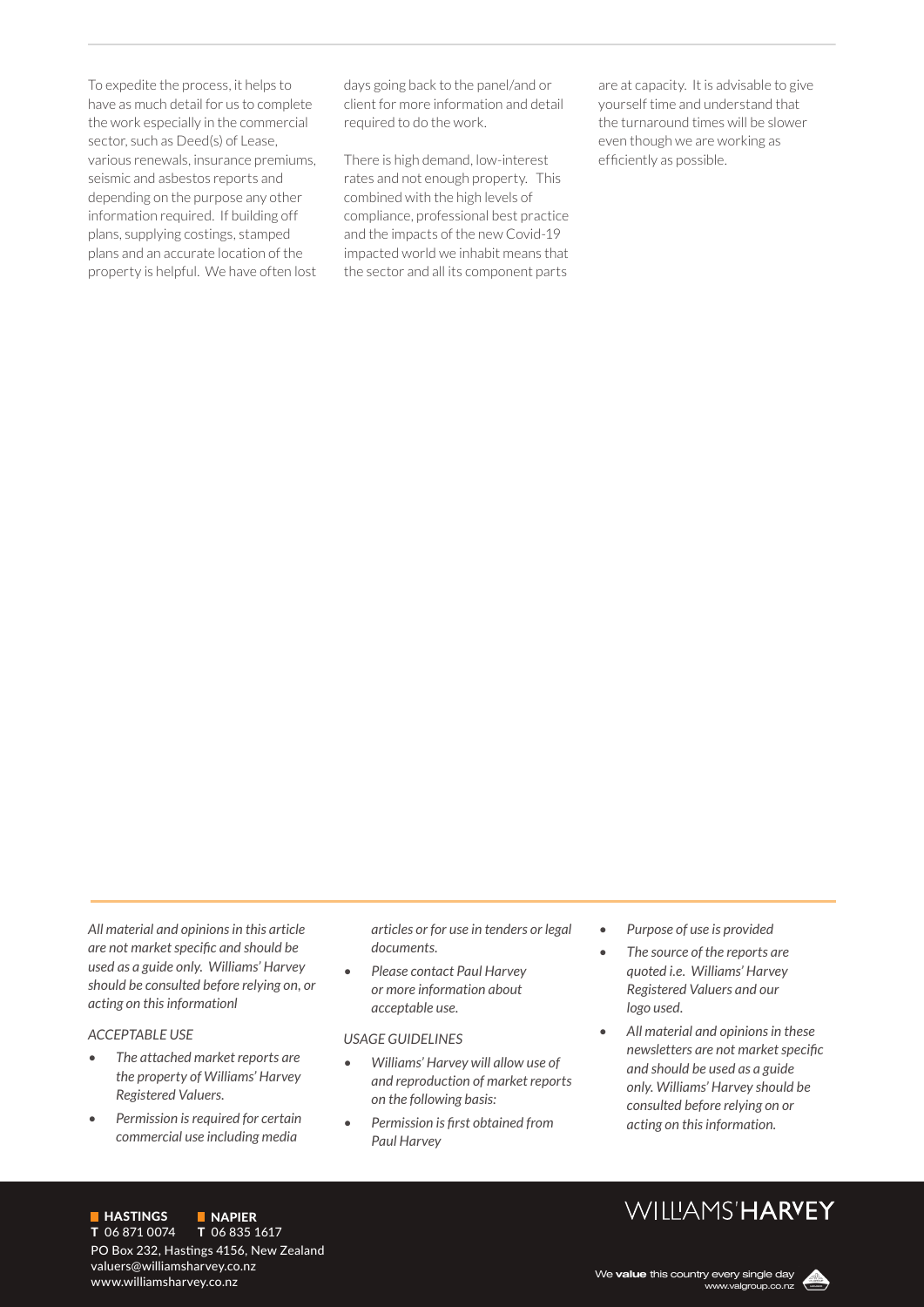To expedite the process, it helps to have as much detail for us to complete the work especially in the commercial sector, such as Deed(s) of Lease, various renewals, insurance premiums, seismic and asbestos reports and depending on the purpose any other information required. If building off plans, supplying costings, stamped plans and an accurate location of the property is helpful. We have often lost days going back to the panel/and or client for more information and detail required to do the work.

There is high demand, low-interest rates and not enough property. This combined with the high levels of compliance, professional best practice and the impacts of the new Covid-19 impacted world we inhabit means that the sector and all its component parts are at capacity. It is advisable to give yourself time and understand that the turnaround times will be slower even though we are working as efficiently as possible.

*All material and opinions in this article are not market specific and should be used as a guide only. Williams' Harvey should be consulted before relying on, or acting on this informationl*

*ACCEPTABLE USE*

- *The attached market reports are the property of Williams' Harvey Registered Valuers.*
- *Permission is required for certain commercial use including media articles or for use in tenders or legal documents.*
- *Please contact Paul Harvey or more information about acceptable use.*

*USAGE GUIDELINES*

- *Williams' Harvey will allow use of and reproduction of market reports on the following basis:*
- *Permission is first obtained from Paul Harvey*
- *Purpose of use is provided*
- *The source of the reports are quoted i.e. Williams' Harvey Registered Valuers and our logo used.*
- *All material and opinions in these newsletters are not market specific and should be used as a guide only. Williams' Harvey should be consulted before relying on or acting on this information.*

**HASTINGS**
**T** 06 871 0074

**NAPIER**
**T** 06 835 1617

PO Box 232, Hastings 4156, New Zealand
valuers@williamsharvey.co.nz
www.williamsharvey.co.nz

WILLIAMS'**HARVEY**

We **value** this country every single day
www.valgroup.co.nz